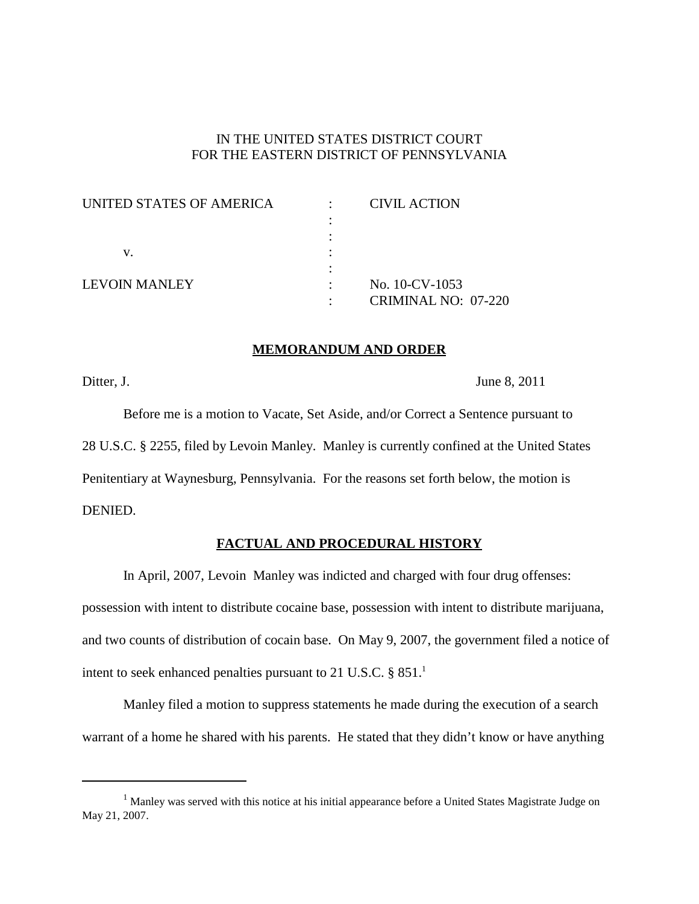IN THE UNITED STATES DISTRICT COURT
FOR THE EASTERN DISTRICT OF PENNSYLVANIA

| | | |
|---|---|---|
| UNITED STATES OF AMERICA | : | CIVIL ACTION |
| | : | |
| | : | |
| v. | : | |
| | : | |
| LEVOIN MANLEY | : | No. 10-CV-1053 |
| | : | CRIMINAL NO: 07-220 |

## MEMORANDUM AND ORDER

Ditter, J. June 8, 2011

Before me is a motion to Vacate, Set Aside, and/or Correct a Sentence pursuant to 28 U.S.C. § 2255, filed by Levoin Manley. Manley is currently confined at the United States Penitentiary at Waynesburg, Pennsylvania. For the reasons set forth below, the motion is DENIED.

## FACTUAL AND PROCEDURAL HISTORY

In April, 2007, Levoin Manley was indicted and charged with four drug offenses: possession with intent to distribute cocaine base, possession with intent to distribute marijuana, and two counts of distribution of cocain base. On May 9, 2007, the government filed a notice of intent to seek enhanced penalties pursuant to 21 U.S.C. § 851.[1]

Manley filed a motion to suppress statements he made during the execution of a search warrant of a home he shared with his parents. He stated that they didn't know or have anything

[1] Manley was served with this notice at his initial appearance before a United States Magistrate Judge on May 21, 2007.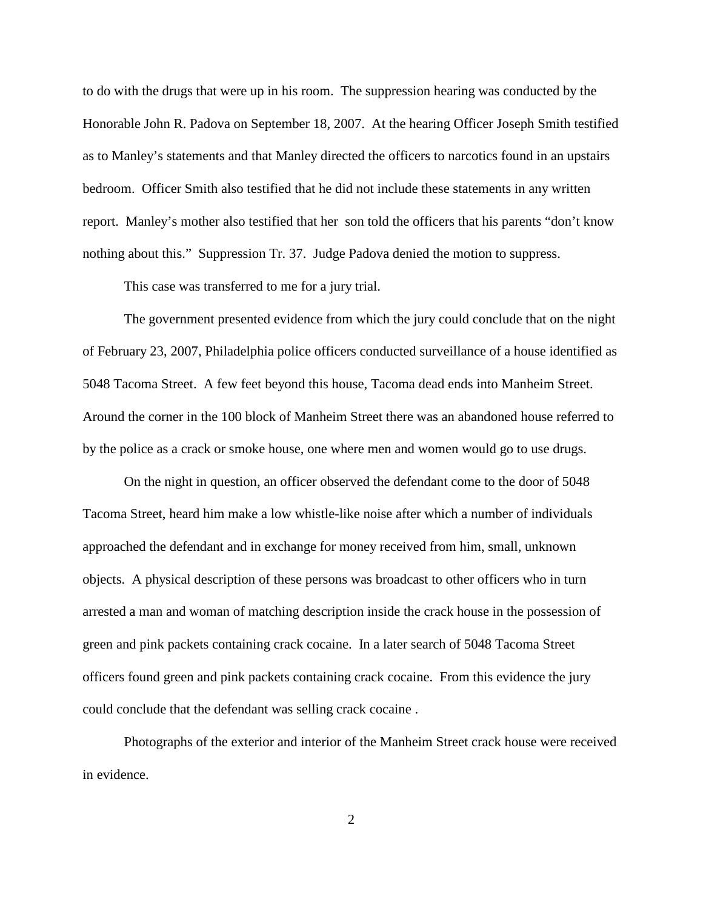to do with the drugs that were up in his room. The suppression hearing was conducted by the Honorable John R. Padova on September 18, 2007. At the hearing Officer Joseph Smith testified as to Manley's statements and that Manley directed the officers to narcotics found in an upstairs bedroom. Officer Smith also testified that he did not include these statements in any written report. Manley's mother also testified that her son told the officers that his parents "don't know nothing about this." Suppression Tr. 37. Judge Padova denied the motion to suppress.

This case was transferred to me for a jury trial.

The government presented evidence from which the jury could conclude that on the night of February 23, 2007, Philadelphia police officers conducted surveillance of a house identified as 5048 Tacoma Street. A few feet beyond this house, Tacoma dead ends into Manheim Street. Around the corner in the 100 block of Manheim Street there was an abandoned house referred to by the police as a crack or smoke house, one where men and women would go to use drugs.

On the night in question, an officer observed the defendant come to the door of 5048 Tacoma Street, heard him make a low whistle-like noise after which a number of individuals approached the defendant and in exchange for money received from him, small, unknown objects. A physical description of these persons was broadcast to other officers who in turn arrested a man and woman of matching description inside the crack house in the possession of green and pink packets containing crack cocaine. In a later search of 5048 Tacoma Street officers found green and pink packets containing crack cocaine. From this evidence the jury could conclude that the defendant was selling crack cocaine .

Photographs of the exterior and interior of the Manheim Street crack house were received in evidence.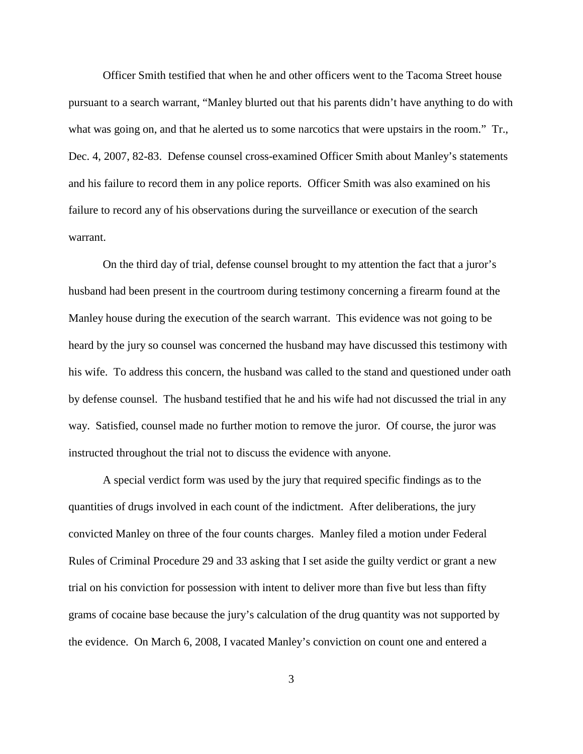Officer Smith testified that when he and other officers went to the Tacoma Street house pursuant to a search warrant, "Manley blurted out that his parents didn't have anything to do with what was going on, and that he alerted us to some narcotics that were upstairs in the room." Tr., Dec. 4, 2007, 82-83. Defense counsel cross-examined Officer Smith about Manley's statements and his failure to record them in any police reports. Officer Smith was also examined on his failure to record any of his observations during the surveillance or execution of the search warrant.

On the third day of trial, defense counsel brought to my attention the fact that a juror's husband had been present in the courtroom during testimony concerning a firearm found at the Manley house during the execution of the search warrant. This evidence was not going to be heard by the jury so counsel was concerned the husband may have discussed this testimony with his wife. To address this concern, the husband was called to the stand and questioned under oath by defense counsel. The husband testified that he and his wife had not discussed the trial in any way. Satisfied, counsel made no further motion to remove the juror. Of course, the juror was instructed throughout the trial not to discuss the evidence with anyone.

A special verdict form was used by the jury that required specific findings as to the quantities of drugs involved in each count of the indictment. After deliberations, the jury convicted Manley on three of the four counts charges. Manley filed a motion under Federal Rules of Criminal Procedure 29 and 33 asking that I set aside the guilty verdict or grant a new trial on his conviction for possession with intent to deliver more than five but less than fifty grams of cocaine base because the jury's calculation of the drug quantity was not supported by the evidence. On March 6, 2008, I vacated Manley's conviction on count one and entered a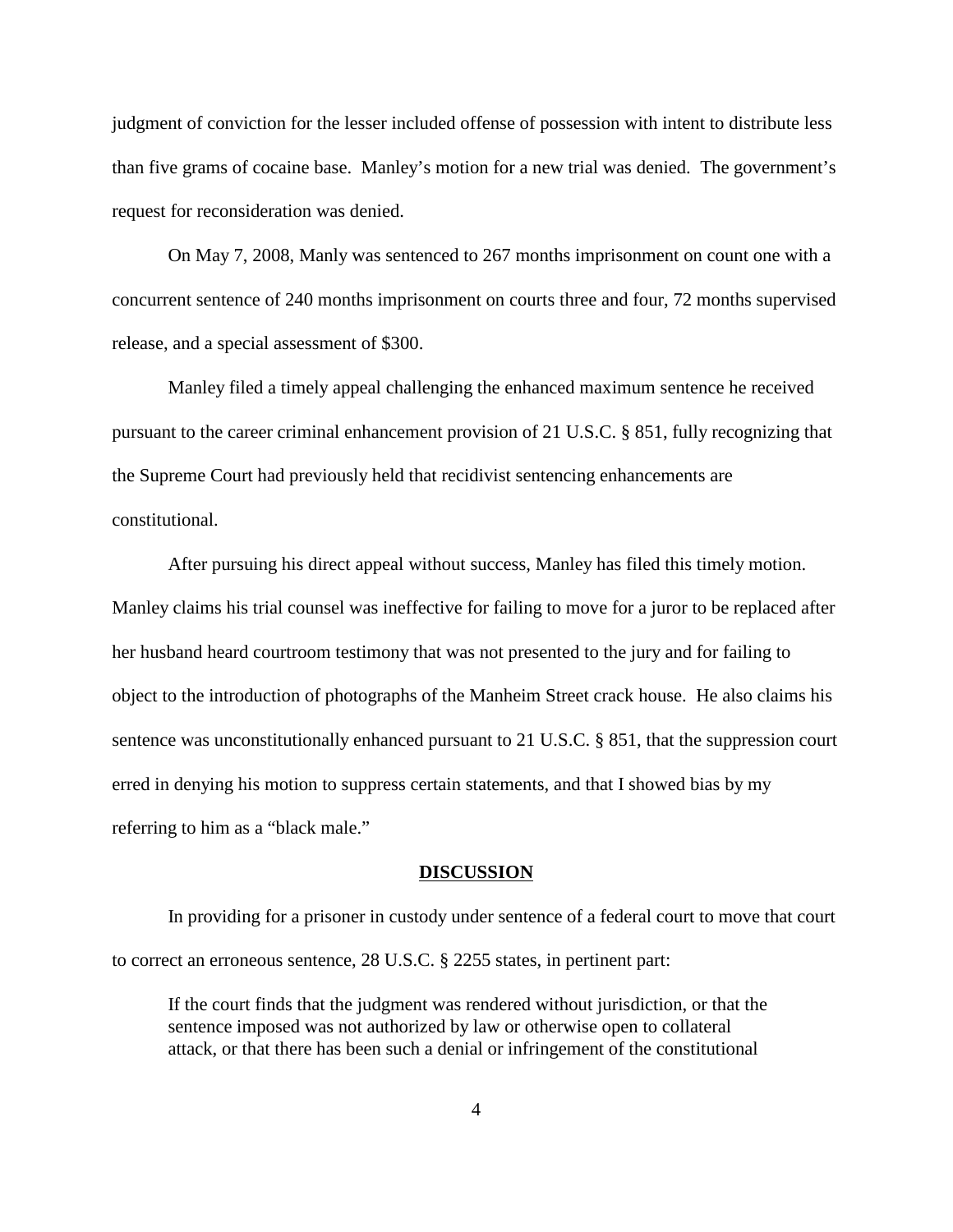judgment of conviction for the lesser included offense of possession with intent to distribute less than five grams of cocaine base. Manley's motion for a new trial was denied. The government's request for reconsideration was denied.

On May 7, 2008, Manly was sentenced to 267 months imprisonment on count one with a concurrent sentence of 240 months imprisonment on courts three and four, 72 months supervised release, and a special assessment of $300.

Manley filed a timely appeal challenging the enhanced maximum sentence he received pursuant to the career criminal enhancement provision of 21 U.S.C. § 851, fully recognizing that the Supreme Court had previously held that recidivist sentencing enhancements are constitutional.

After pursuing his direct appeal without success, Manley has filed this timely motion. Manley claims his trial counsel was ineffective for failing to move for a juror to be replaced after her husband heard courtroom testimony that was not presented to the jury and for failing to object to the introduction of photographs of the Manheim Street crack house. He also claims his sentence was unconstitutionally enhanced pursuant to 21 U.S.C. § 851, that the suppression court erred in denying his motion to suppress certain statements, and that I showed bias by my referring to him as a "black male."

## DISCUSSION

In providing for a prisoner in custody under sentence of a federal court to move that court to correct an erroneous sentence, 28 U.S.C. § 2255 states, in pertinent part:

> If the court finds that the judgment was rendered without jurisdiction, or that the sentence imposed was not authorized by law or otherwise open to collateral attack, or that there has been such a denial or infringement of the constitutional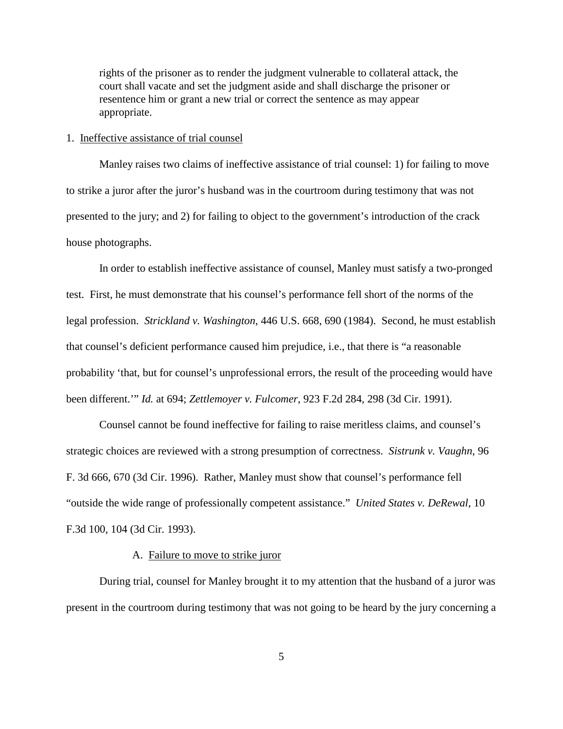> rights of the prisoner as to render the judgment vulnerable to collateral attack, the court shall vacate and set the judgment aside and shall discharge the prisoner or resentence him or grant a new trial or correct the sentence as may appear appropriate.

1. Ineffective assistance of trial counsel

Manley raises two claims of ineffective assistance of trial counsel: 1) for failing to move to strike a juror after the juror's husband was in the courtroom during testimony that was not presented to the jury; and 2) for failing to object to the government's introduction of the crack house photographs.

In order to establish ineffective assistance of counsel, Manley must satisfy a two-pronged test. First, he must demonstrate that his counsel's performance fell short of the norms of the legal profession. *Strickland v. Washington*, 446 U.S. 668, 690 (1984). Second, he must establish that counsel's deficient performance caused him prejudice, i.e., that there is "a reasonable probability 'that, but for counsel's unprofessional errors, the result of the proceeding would have been different.'" *Id.* at 694; *Zettlemoyer v. Fulcomer*, 923 F.2d 284, 298 (3d Cir. 1991).

Counsel cannot be found ineffective for failing to raise meritless claims, and counsel's strategic choices are reviewed with a strong presumption of correctness. *Sistrunk v. Vaughn*, 96 F. 3d 666, 670 (3d Cir. 1996). Rather, Manley must show that counsel's performance fell "outside the wide range of professionally competent assistance." *United States v. DeRewal*, 10 F.3d 100, 104 (3d Cir. 1993).

A. Failure to move to strike juror

During trial, counsel for Manley brought it to my attention that the husband of a juror was present in the courtroom during testimony that was not going to be heard by the jury concerning a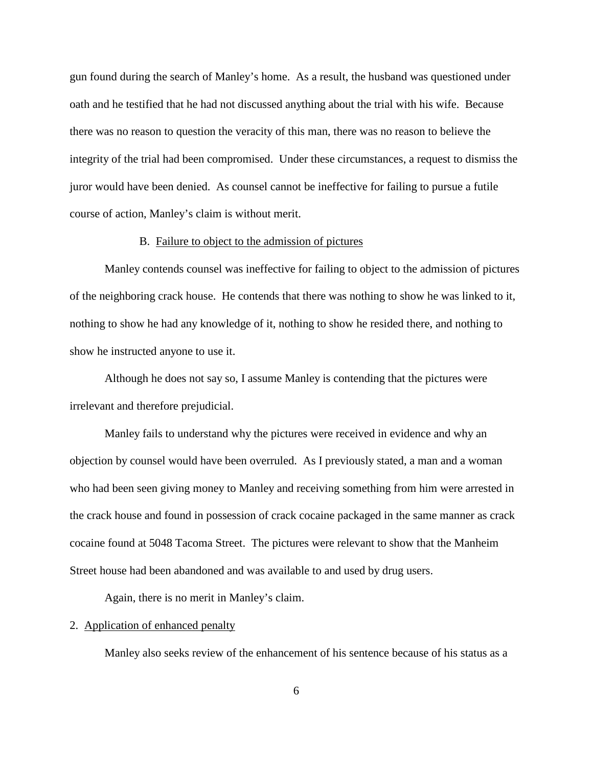gun found during the search of Manley's home. As a result, the husband was questioned under oath and he testified that he had not discussed anything about the trial with his wife. Because there was no reason to question the veracity of this man, there was no reason to believe the integrity of the trial had been compromised. Under these circumstances, a request to dismiss the juror would have been denied. As counsel cannot be ineffective for failing to pursue a futile course of action, Manley's claim is without merit.

B. Failure to object to the admission of pictures

Manley contends counsel was ineffective for failing to object to the admission of pictures of the neighboring crack house. He contends that there was nothing to show he was linked to it, nothing to show he had any knowledge of it, nothing to show he resided there, and nothing to show he instructed anyone to use it.

Although he does not say so, I assume Manley is contending that the pictures were irrelevant and therefore prejudicial.

Manley fails to understand why the pictures were received in evidence and why an objection by counsel would have been overruled. As I previously stated, a man and a woman who had been seen giving money to Manley and receiving something from him were arrested in the crack house and found in possession of crack cocaine packaged in the same manner as crack cocaine found at 5048 Tacoma Street. The pictures were relevant to show that the Manheim Street house had been abandoned and was available to and used by drug users.

Again, there is no merit in Manley's claim.

2. Application of enhanced penalty

Manley also seeks review of the enhancement of his sentence because of his status as a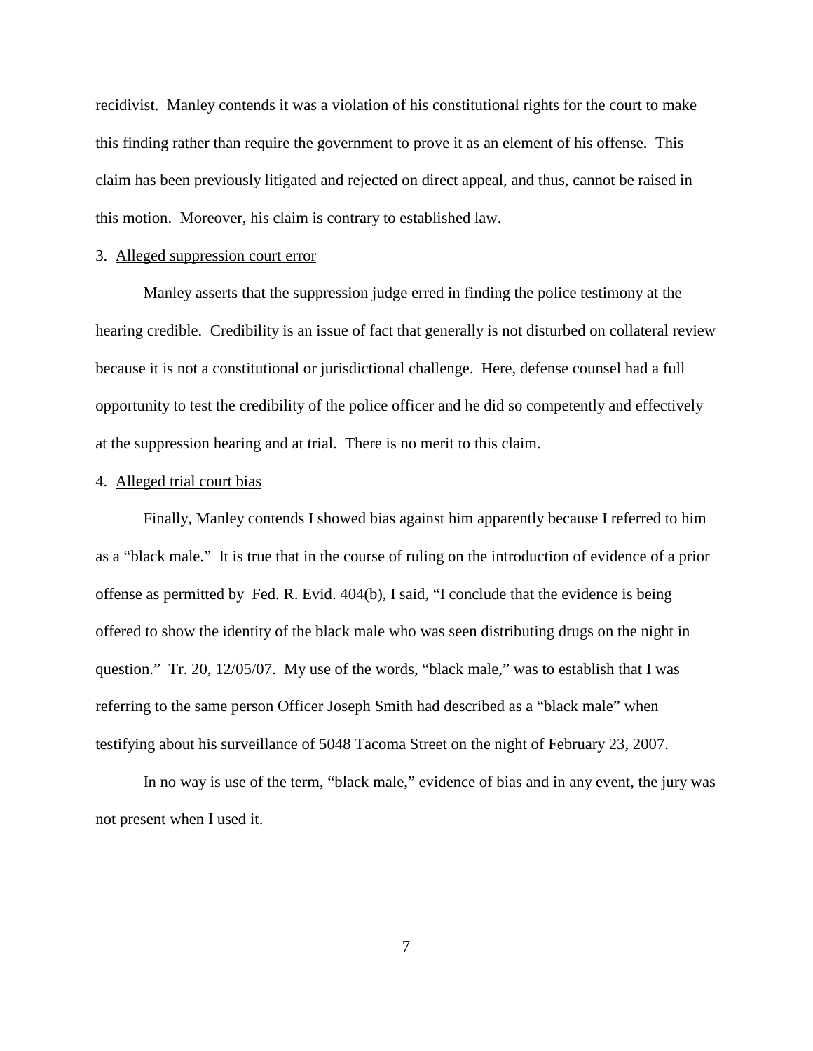recidivist. Manley contends it was a violation of his constitutional rights for the court to make this finding rather than require the government to prove it as an element of his offense. This claim has been previously litigated and rejected on direct appeal, and thus, cannot be raised in this motion. Moreover, his claim is contrary to established law.

3. Alleged suppression court error

Manley asserts that the suppression judge erred in finding the police testimony at the hearing credible. Credibility is an issue of fact that generally is not disturbed on collateral review because it is not a constitutional or jurisdictional challenge. Here, defense counsel had a full opportunity to test the credibility of the police officer and he did so competently and effectively at the suppression hearing and at trial. There is no merit to this claim.

4. Alleged trial court bias

Finally, Manley contends I showed bias against him apparently because I referred to him as a "black male." It is true that in the course of ruling on the introduction of evidence of a prior offense as permitted by Fed. R. Evid. 404(b), I said, "I conclude that the evidence is being offered to show the identity of the black male who was seen distributing drugs on the night in question." Tr. 20, 12/05/07. My use of the words, "black male," was to establish that I was referring to the same person Officer Joseph Smith had described as a "black male" when testifying about his surveillance of 5048 Tacoma Street on the night of February 23, 2007.

In no way is use of the term, "black male," evidence of bias and in any event, the jury was not present when I used it.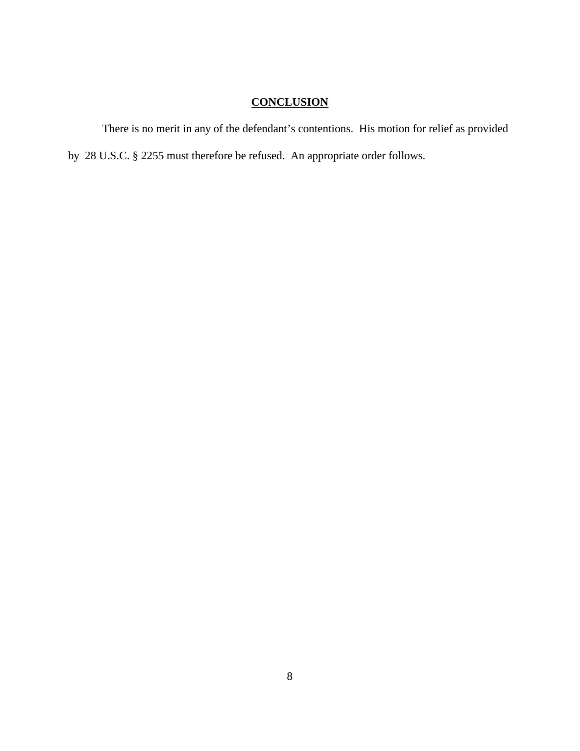## CONCLUSION

There is no merit in any of the defendant's contentions. His motion for relief as provided by 28 U.S.C. § 2255 must therefore be refused. An appropriate order follows.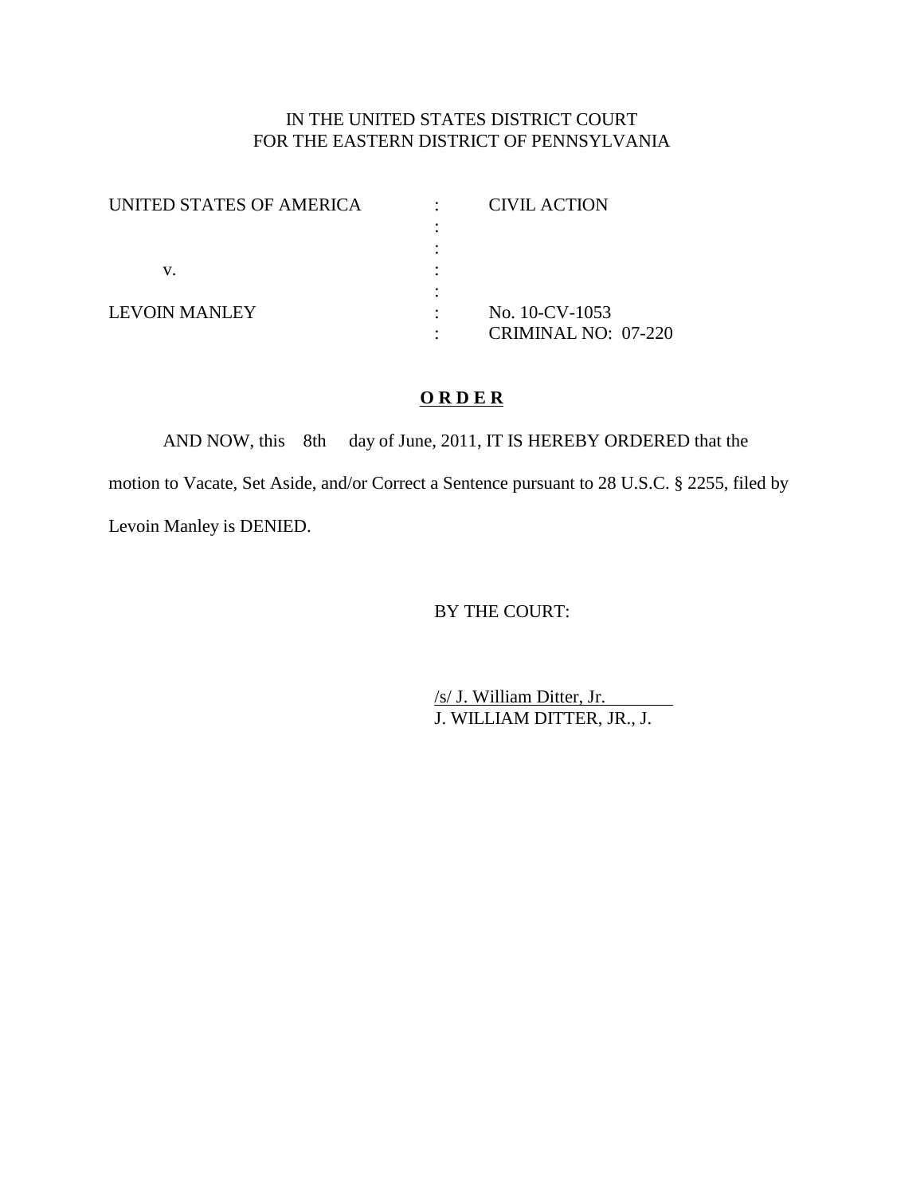IN THE UNITED STATES DISTRICT COURT
FOR THE EASTERN DISTRICT OF PENNSYLVANIA

| | | |
|---|---|---|
| UNITED STATES OF AMERICA | : | CIVIL ACTION |
| | : | |
| | : | |
| v. | : | |
| | : | |
| LEVOIN MANLEY | : | No. 10-CV-1053 |
| | : | CRIMINAL NO: 07-220 |

## **O R D E R**

AND NOW, this 8th day of June, 2011, IT IS HEREBY ORDERED that the motion to Vacate, Set Aside, and/or Correct a Sentence pursuant to 28 U.S.C. § 2255, filed by Levoin Manley is DENIED.

BY THE COURT:

/s/ J. William Ditter, Jr.
J. WILLIAM DITTER, JR., J.